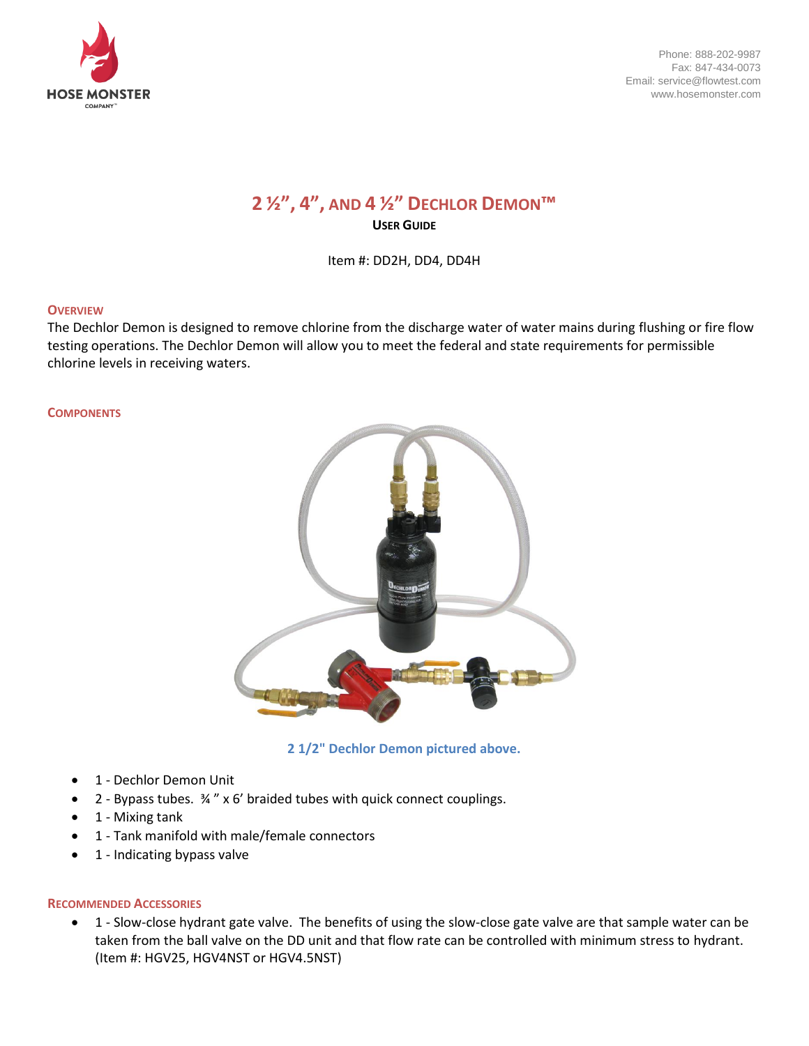# 2 ½", 4", AND 4 ½" DECHLOR DEMON™

**USER GUIDE**

Item #: DD2H, DD4, DD4H

## OVERVIEW

The Dechlor Demon is designed to remove chlorine from the discharge water of water mains during flushing or fire flow testing operations. The Dechlor Demon will allow you to meet the federal and state requirements for permissible chlorine levels in receiving waters.

## COMPONENTS

**2 1/2" Dechlor Demon pictured above.**

- 1 - Dechlor Demon Unit
- 2 - Bypass tubes. ¾ " x 6' braided tubes with quick connect couplings.
- 1 - Mixing tank
- 1 - Tank manifold with male/female connectors
- 1 - Indicating bypass valve

## RECOMMENDED ACCESSORIES

- 1 - Slow-close hydrant gate valve. The benefits of using the slow-close gate valve are that sample water can be taken from the ball valve on the DD unit and that flow rate can be controlled with minimum stress to hydrant. (Item #: HGV25, HGV4NST or HGV4.5NST)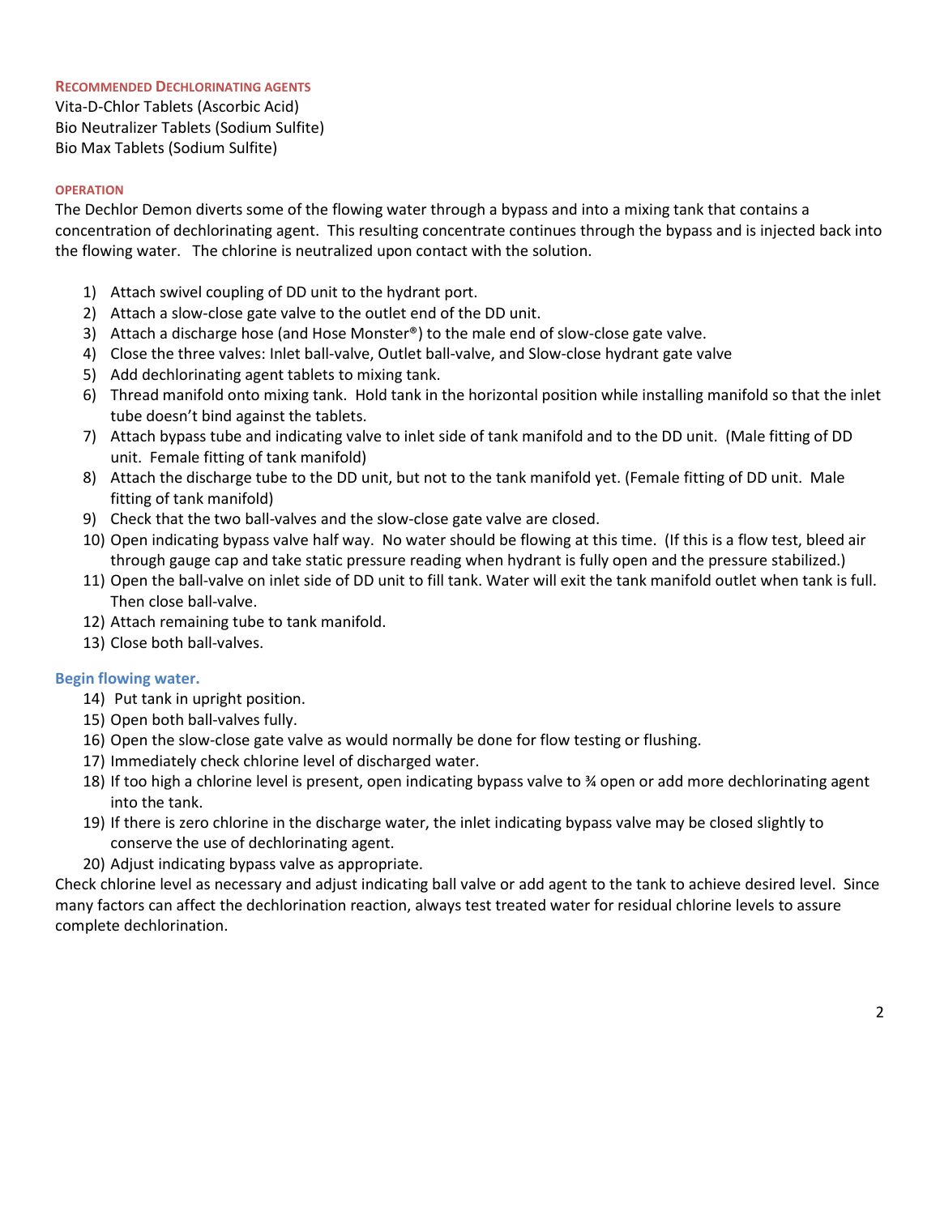### Recommended Dechlorinating Agents

Vita-D-Chlor Tablets (Ascorbic Acid)
Bio Neutralizer Tablets (Sodium Sulfite)
Bio Max Tablets (Sodium Sulfite)

### Operation

The Dechlor Demon diverts some of the flowing water through a bypass and into a mixing tank that contains a concentration of dechlorinating agent. This resulting concentrate continues through the bypass and is injected back into the flowing water. The chlorine is neutralized upon contact with the solution.

1) Attach swivel coupling of DD unit to the hydrant port.
2) Attach a slow-close gate valve to the outlet end of the DD unit.
3) Attach a discharge hose (and Hose Monster®) to the male end of slow-close gate valve.
4) Close the three valves: Inlet ball-valve, Outlet ball-valve, and Slow-close hydrant gate valve
5) Add dechlorinating agent tablets to mixing tank.
6) Thread manifold onto mixing tank. Hold tank in the horizontal position while installing manifold so that the inlet tube doesn't bind against the tablets.
7) Attach bypass tube and indicating valve to inlet side of tank manifold and to the DD unit. (Male fitting of DD unit. Female fitting of tank manifold)
8) Attach the discharge tube to the DD unit, but not to the tank manifold yet. (Female fitting of DD unit. Male fitting of tank manifold)
9) Check that the two ball-valves and the slow-close gate valve are closed.
10) Open indicating bypass valve half way. No water should be flowing at this time. (If this is a flow test, bleed air through gauge cap and take static pressure reading when hydrant is fully open and the pressure stabilized.)
11) Open the ball-valve on inlet side of DD unit to fill tank. Water will exit the tank manifold outlet when tank is full. Then close ball-valve.
12) Attach remaining tube to tank manifold.
13) Close both ball-valves.

#### Begin flowing water.

14) Put tank in upright position.
15) Open both ball-valves fully.
16) Open the slow-close gate valve as would normally be done for flow testing or flushing.
17) Immediately check chlorine level of discharged water.
18) If too high a chlorine level is present, open indicating bypass valve to ¾ open or add more dechlorinating agent into the tank.
19) If there is zero chlorine in the discharge water, the inlet indicating bypass valve may be closed slightly to conserve the use of dechlorinating agent.
20) Adjust indicating bypass valve as appropriate.

Check chlorine level as necessary and adjust indicating ball valve or add agent to the tank to achieve desired level. Since many factors can affect the dechlorination reaction, always test treated water for residual chlorine levels to assure complete dechlorination.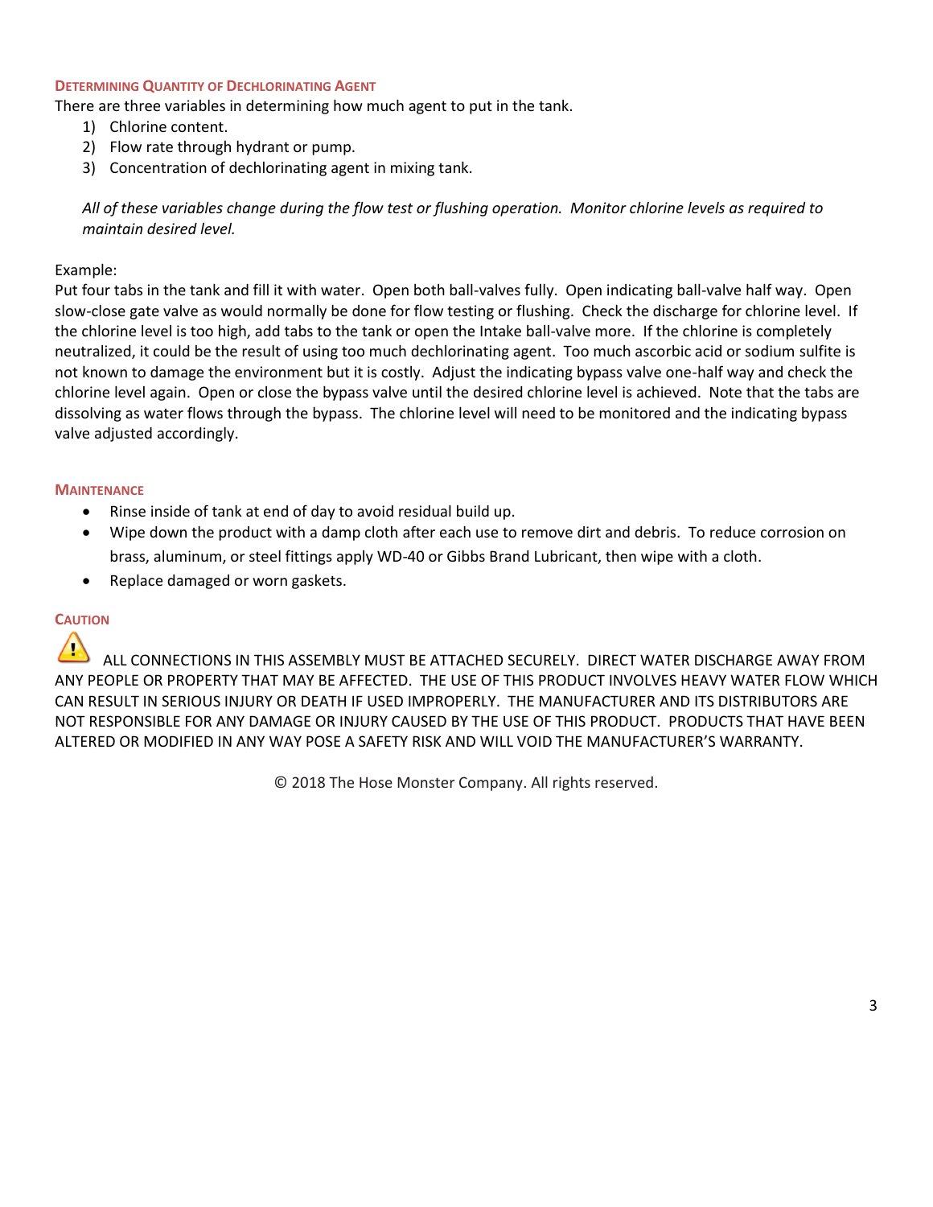## Determining Quantity of Dechlorinating Agent

There are three variables in determining how much agent to put in the tank.

1) Chlorine content.
2) Flow rate through hydrant or pump.
3) Concentration of dechlorinating agent in mixing tank.

*All of these variables change during the flow test or flushing operation. Monitor chlorine levels as required to maintain desired level.*

Example:
Put four tabs in the tank and fill it with water. Open both ball-valves fully. Open indicating ball-valve half way. Open slow-close gate valve as would normally be done for flow testing or flushing. Check the discharge for chlorine level. If the chlorine level is too high, add tabs to the tank or open the Intake ball-valve more. If the chlorine is completely neutralized, it could be the result of using too much dechlorinating agent. Too much ascorbic acid or sodium sulfite is not known to damage the environment but it is costly. Adjust the indicating bypass valve one-half way and check the chlorine level again. Open or close the bypass valve until the desired chlorine level is achieved. Note that the tabs are dissolving as water flows through the bypass. The chlorine level will need to be monitored and the indicating bypass valve adjusted accordingly.

## Maintenance

- Rinse inside of tank at end of day to avoid residual build up.
- Wipe down the product with a damp cloth after each use to remove dirt and debris. To reduce corrosion on brass, aluminum, or steel fittings apply WD-40 or Gibbs Brand Lubricant, then wipe with a cloth.
- Replace damaged or worn gaskets.

## Caution

ALL CONNECTIONS IN THIS ASSEMBLY MUST BE ATTACHED SECURELY. DIRECT WATER DISCHARGE AWAY FROM ANY PEOPLE OR PROPERTY THAT MAY BE AFFECTED. THE USE OF THIS PRODUCT INVOLVES HEAVY WATER FLOW WHICH CAN RESULT IN SERIOUS INJURY OR DEATH IF USED IMPROPERLY. THE MANUFACTURER AND ITS DISTRIBUTORS ARE NOT RESPONSIBLE FOR ANY DAMAGE OR INJURY CAUSED BY THE USE OF THIS PRODUCT. PRODUCTS THAT HAVE BEEN ALTERED OR MODIFIED IN ANY WAY POSE A SAFETY RISK AND WILL VOID THE MANUFACTURER'S WARRANTY.

© 2018 The Hose Monster Company. All rights reserved.